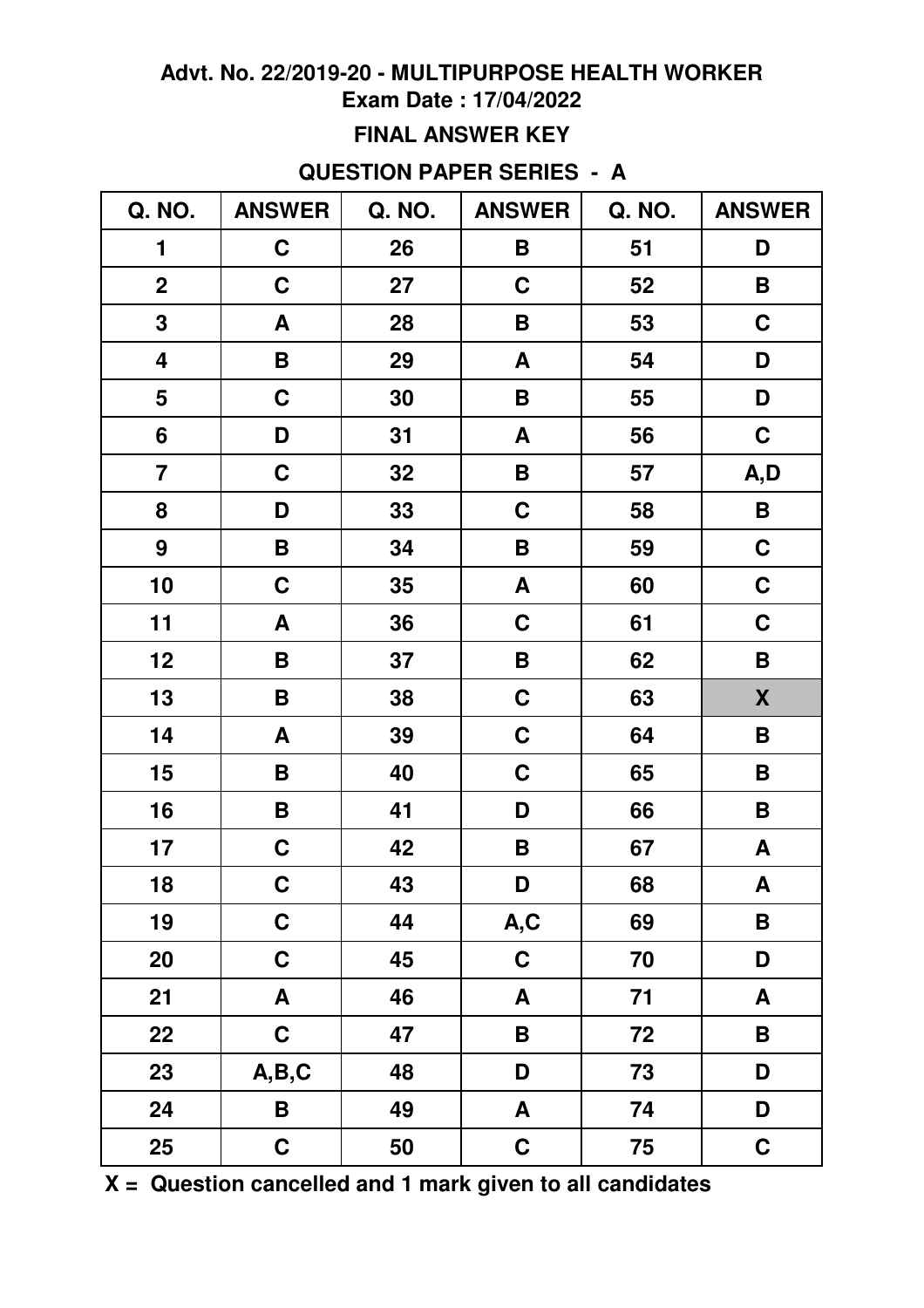**Advt. No. 22/2019-20 - MULTIPURPOSE HEALTH WORKER**
**Exam Date : 17/04/2022**

**FINAL ANSWER KEY**

**QUESTION PAPER SERIES - A**

| Q. NO. | ANSWER | Q. NO. | ANSWER | Q. NO. | ANSWER |
|---|---|---|---|---|---|
| 1 | C | 26 | B | 51 | D |
| 2 | C | 27 | C | 52 | B |
| 3 | A | 28 | B | 53 | C |
| 4 | B | 29 | A | 54 | D |
| 5 | C | 30 | B | 55 | D |
| 6 | D | 31 | A | 56 | C |
| 7 | C | 32 | B | 57 | A,D |
| 8 | D | 33 | C | 58 | B |
| 9 | B | 34 | B | 59 | C |
| 10 | C | 35 | A | 60 | C |
| 11 | A | 36 | C | 61 | C |
| 12 | B | 37 | B | 62 | B |
| 13 | B | 38 | C | 63 | X |
| 14 | A | 39 | C | 64 | B |
| 15 | B | 40 | C | 65 | B |
| 16 | B | 41 | D | 66 | B |
| 17 | C | 42 | B | 67 | A |
| 18 | C | 43 | D | 68 | A |
| 19 | C | 44 | A,C | 69 | B |
| 20 | C | 45 | C | 70 | D |
| 21 | A | 46 | A | 71 | A |
| 22 | C | 47 | B | 72 | B |
| 23 | A,B,C | 48 | D | 73 | D |
| 24 | B | 49 | A | 74 | D |
| 25 | C | 50 | C | 75 | C |

**X = Question cancelled and 1 mark given to all candidates**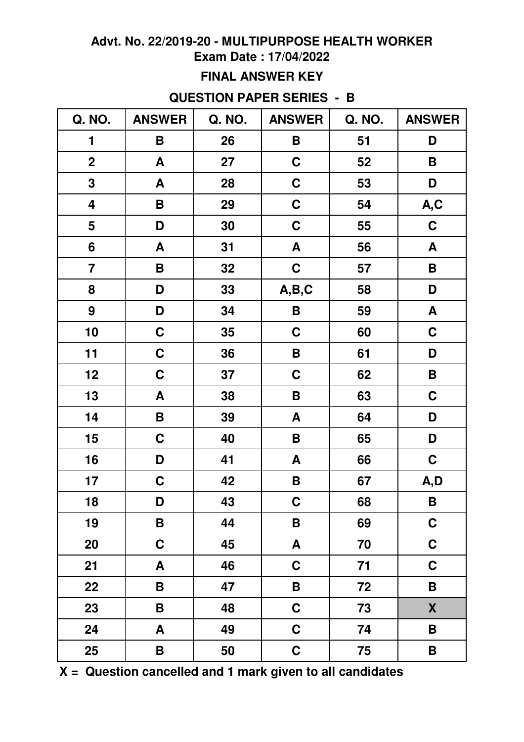**Advt. No. 22/2019-20 - MULTIPURPOSE HEALTH WORKER**
**Exam Date : 17/04/2022**

**FINAL ANSWER KEY**

**QUESTION PAPER SERIES - B**

| Q. NO. | ANSWER | Q. NO. | ANSWER | Q. NO. | ANSWER |
|---|---|---|---|---|---|
| 1 | B | 26 | B | 51 | D |
| 2 | A | 27 | C | 52 | B |
| 3 | A | 28 | C | 53 | D |
| 4 | B | 29 | C | 54 | A,C |
| 5 | D | 30 | C | 55 | C |
| 6 | A | 31 | A | 56 | A |
| 7 | B | 32 | C | 57 | B |
| 8 | D | 33 | A,B,C | 58 | D |
| 9 | D | 34 | B | 59 | A |
| 10 | C | 35 | C | 60 | C |
| 11 | C | 36 | B | 61 | D |
| 12 | C | 37 | C | 62 | B |
| 13 | A | 38 | B | 63 | C |
| 14 | B | 39 | A | 64 | D |
| 15 | C | 40 | B | 65 | D |
| 16 | D | 41 | A | 66 | C |
| 17 | C | 42 | B | 67 | A,D |
| 18 | D | 43 | C | 68 | B |
| 19 | B | 44 | B | 69 | C |
| 20 | C | 45 | A | 70 | C |
| 21 | A | 46 | C | 71 | C |
| 22 | B | 47 | B | 72 | B |
| 23 | B | 48 | C | 73 | X |
| 24 | A | 49 | C | 74 | B |
| 25 | B | 50 | C | 75 | B |

**X = Question cancelled and 1 mark given to all candidates**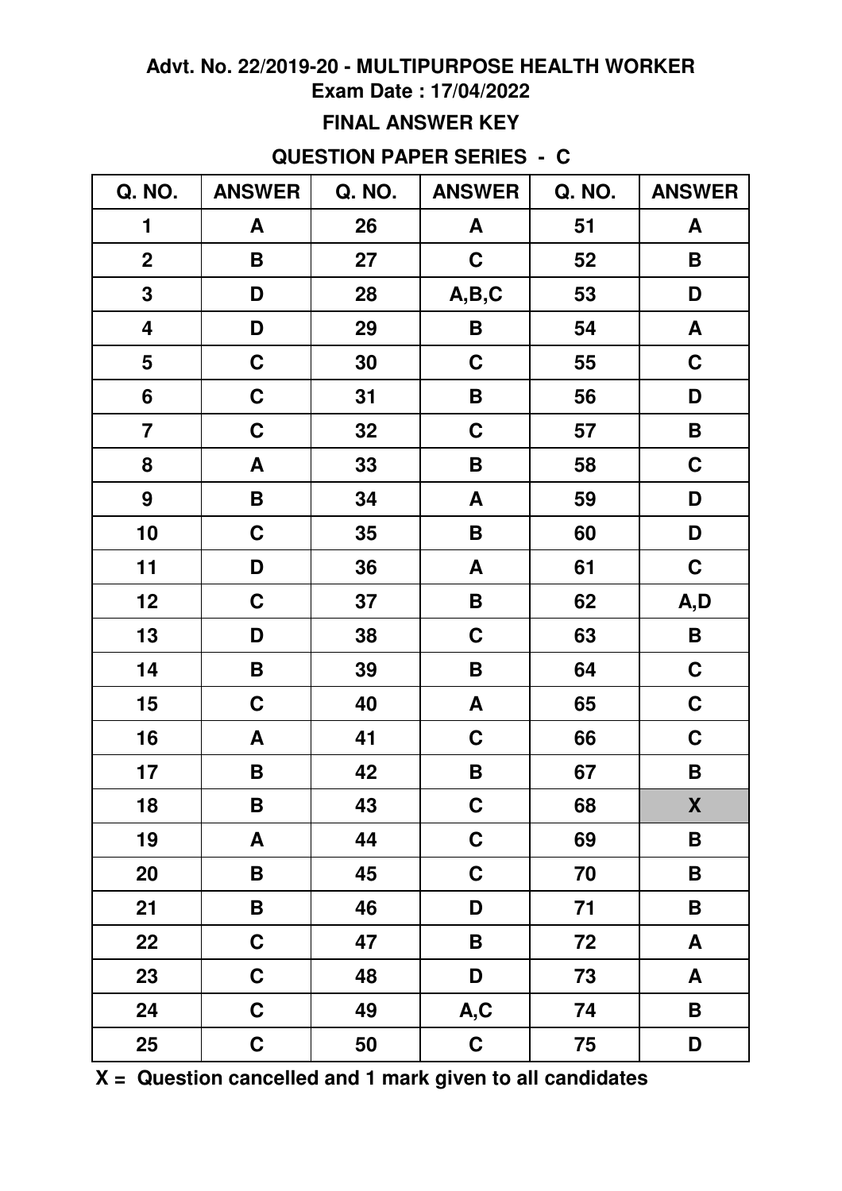**Advt. No. 22/2019-20 - MULTIPURPOSE HEALTH WORKER**
**Exam Date : 17/04/2022**

**FINAL ANSWER KEY**

**QUESTION PAPER SERIES - C**

| Q. NO. | ANSWER | Q. NO. | ANSWER | Q. NO. | ANSWER |
|---|---|---|---|---|---|
| 1 | A | 26 | A | 51 | A |
| 2 | B | 27 | C | 52 | B |
| 3 | D | 28 | A,B,C | 53 | D |
| 4 | D | 29 | B | 54 | A |
| 5 | C | 30 | C | 55 | C |
| 6 | C | 31 | B | 56 | D |
| 7 | C | 32 | C | 57 | B |
| 8 | A | 33 | B | 58 | C |
| 9 | B | 34 | A | 59 | D |
| 10 | C | 35 | B | 60 | D |
| 11 | D | 36 | A | 61 | C |
| 12 | C | 37 | B | 62 | A,D |
| 13 | D | 38 | C | 63 | B |
| 14 | B | 39 | B | 64 | C |
| 15 | C | 40 | A | 65 | C |
| 16 | A | 41 | C | 66 | C |
| 17 | B | 42 | B | 67 | B |
| 18 | B | 43 | C | 68 | X |
| 19 | A | 44 | C | 69 | B |
| 20 | B | 45 | C | 70 | B |
| 21 | B | 46 | D | 71 | B |
| 22 | C | 47 | B | 72 | A |
| 23 | C | 48 | D | 73 | A |
| 24 | C | 49 | A,C | 74 | B |
| 25 | C | 50 | C | 75 | D |

**X = Question cancelled and 1 mark given to all candidates**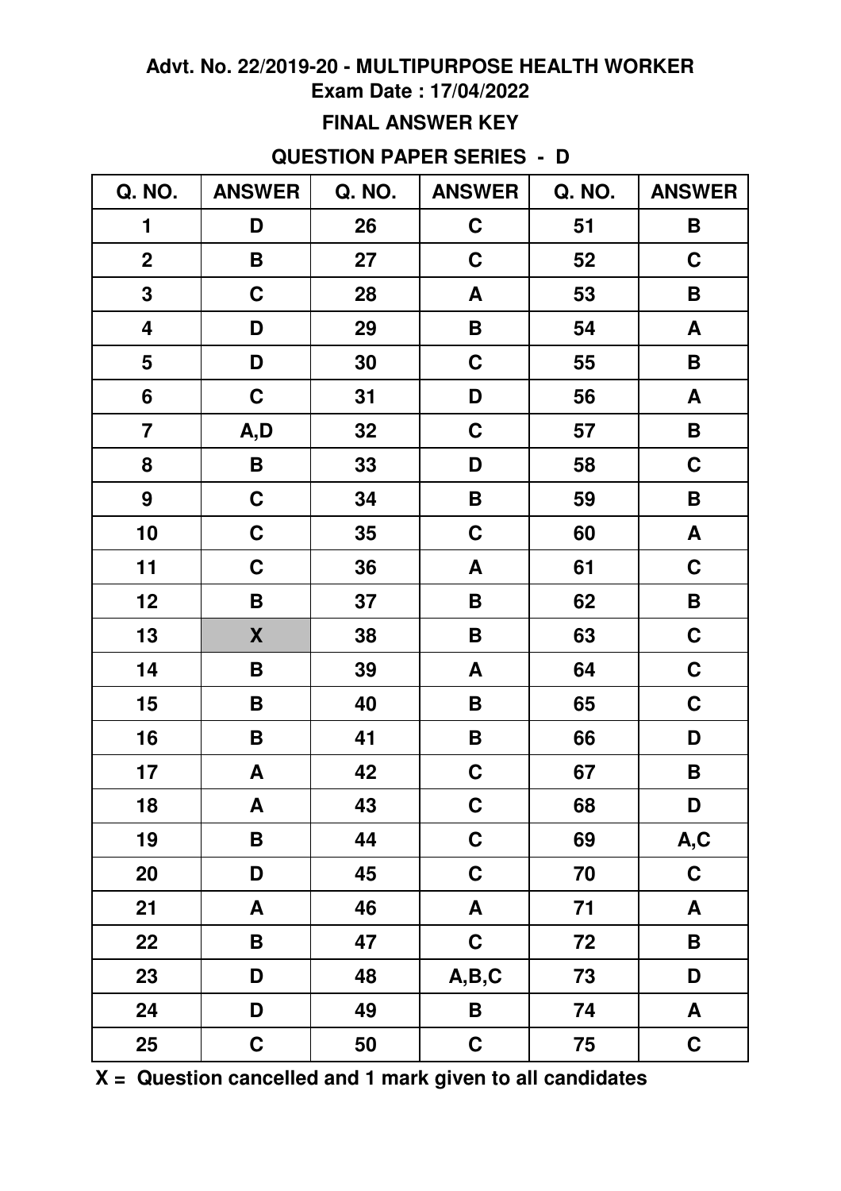**Advt. No. 22/2019-20 - MULTIPURPOSE HEALTH WORKER**
**Exam Date : 17/04/2022**

**FINAL ANSWER KEY**

**QUESTION PAPER SERIES - D**

| Q. NO. | ANSWER | Q. NO. | ANSWER | Q. NO. | ANSWER |
|---|---|---|---|---|---|
| 1 | D | 26 | C | 51 | B |
| 2 | B | 27 | C | 52 | C |
| 3 | C | 28 | A | 53 | B |
| 4 | D | 29 | B | 54 | A |
| 5 | D | 30 | C | 55 | B |
| 6 | C | 31 | D | 56 | A |
| 7 | A,D | 32 | C | 57 | B |
| 8 | B | 33 | D | 58 | C |
| 9 | C | 34 | B | 59 | B |
| 10 | C | 35 | C | 60 | A |
| 11 | C | 36 | A | 61 | C |
| 12 | B | 37 | B | 62 | B |
| 13 | X | 38 | B | 63 | C |
| 14 | B | 39 | A | 64 | C |
| 15 | B | 40 | B | 65 | C |
| 16 | B | 41 | B | 66 | D |
| 17 | A | 42 | C | 67 | B |
| 18 | A | 43 | C | 68 | D |
| 19 | B | 44 | C | 69 | A,C |
| 20 | D | 45 | C | 70 | C |
| 21 | A | 46 | A | 71 | A |
| 22 | B | 47 | C | 72 | B |
| 23 | D | 48 | A,B,C | 73 | D |
| 24 | D | 49 | B | 74 | A |
| 25 | C | 50 | C | 75 | C |

**X = Question cancelled and 1 mark given to all candidates**